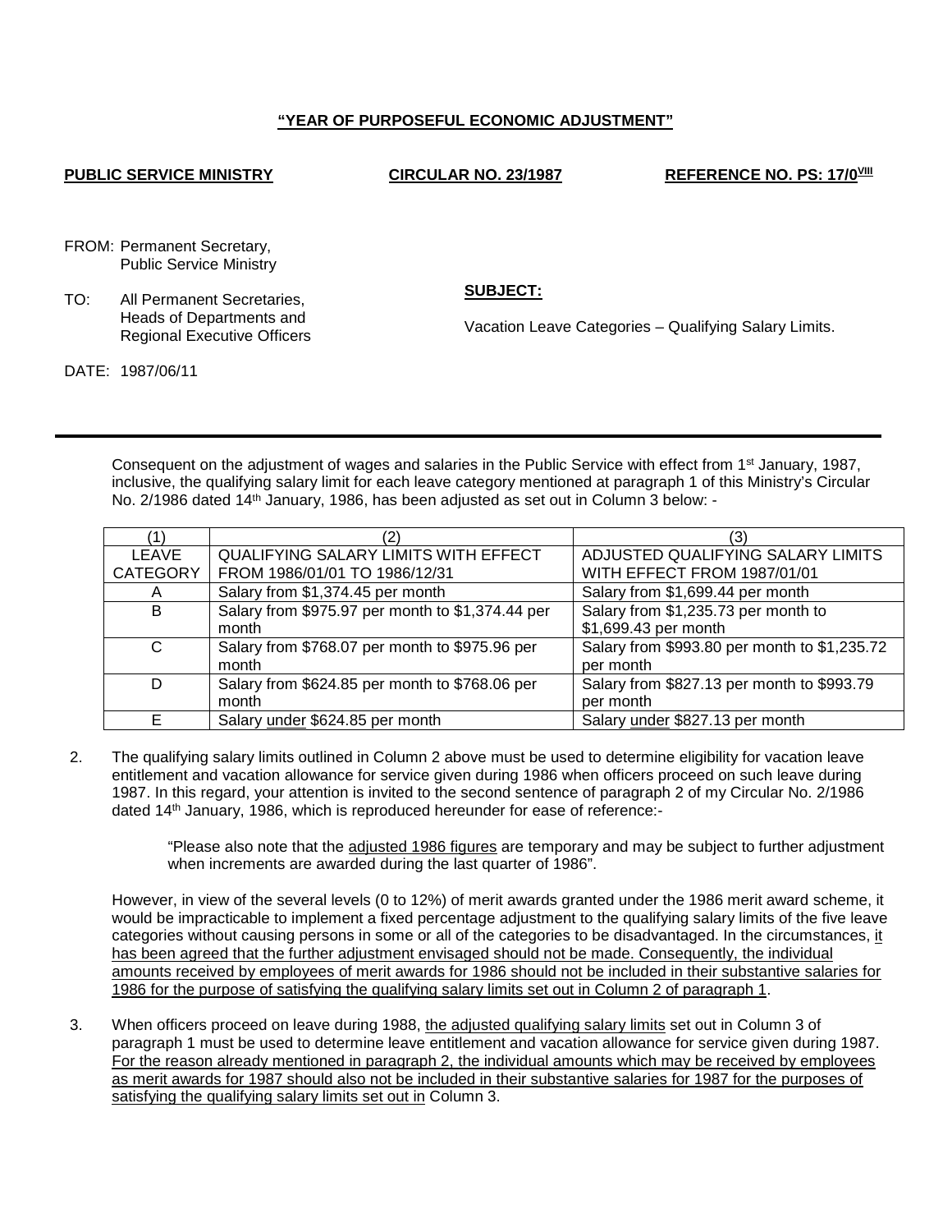**"YEAR OF PURPOSEFUL ECONOMIC ADJUSTMENT"**

**PUBLIC SERVICE MINISTRY** **CIRCULAR NO. 23/1987** **REFERENCE NO. PS: 17/0[VIII]**

FROM: Permanent Secretary,
Public Service Ministry

TO: All Permanent Secretaries,
Heads of Departments and
Regional Executive Officers

**SUBJECT:**

Vacation Leave Categories – Qualifying Salary Limits.

DATE: 1987/06/11

---

Consequent on the adjustment of wages and salaries in the Public Service with effect from 1st January, 1987, inclusive, the qualifying salary limit for each leave category mentioned at paragraph 1 of this Ministry's Circular No. 2/1986 dated 14th January, 1986, has been adjusted as set out in Column 3 below: -

| (1) | (2) | (3) |
|---|---|---|
| LEAVE CATEGORY | QUALIFYING SALARY LIMITS WITH EFFECT FROM 1986/01/01 TO 1986/12/31 | ADJUSTED QUALIFYING SALARY LIMITS WITH EFFECT FROM 1987/01/01 |
| A | Salary from $1,374.45 per month | Salary from $1,699.44 per month |
| B | Salary from $975.97 per month to $1,374.44 per month | Salary from $1,235.73 per month to $1,699.43 per month |
| C | Salary from $768.07 per month to $975.96 per month | Salary from $993.80 per month to $1,235.72 per month |
| D | Salary from $624.85 per month to $768.06 per month | Salary from $827.13 per month to $993.79 per month |
| E | Salary under $624.85 per month | Salary under $827.13 per month |

2. The qualifying salary limits outlined in Column 2 above must be used to determine eligibility for vacation leave entitlement and vacation allowance for service given during 1986 when officers proceed on such leave during 1987. In this regard, your attention is invited to the second sentence of paragraph 2 of my Circular No. 2/1986 dated 14th January, 1986, which is reproduced hereunder for ease of reference:-

   > "Please also note that the adjusted 1986 figures are temporary and may be subject to further adjustment when increments are awarded during the last quarter of 1986".

   However, in view of the several levels (0 to 12%) of merit awards granted under the 1986 merit award scheme, it would be impracticable to implement a fixed percentage adjustment to the qualifying salary limits of the five leave categories without causing persons in some or all of the categories to be disadvantaged. In the circumstances, it has been agreed that the further adjustment envisaged should not be made. Consequently, the individual amounts received by employees of merit awards for 1986 should not be included in their substantive salaries for 1986 for the purpose of satisfying the qualifying salary limits set out in Column 2 of paragraph 1.

3. When officers proceed on leave during 1988, the adjusted qualifying salary limits set out in Column 3 of paragraph 1 must be used to determine leave entitlement and vacation allowance for service given during 1987. For the reason already mentioned in paragraph 2, the individual amounts which may be received by employees as merit awards for 1987 should also not be included in their substantive salaries for 1987 for the purposes of satisfying the qualifying salary limits set out in Column 3.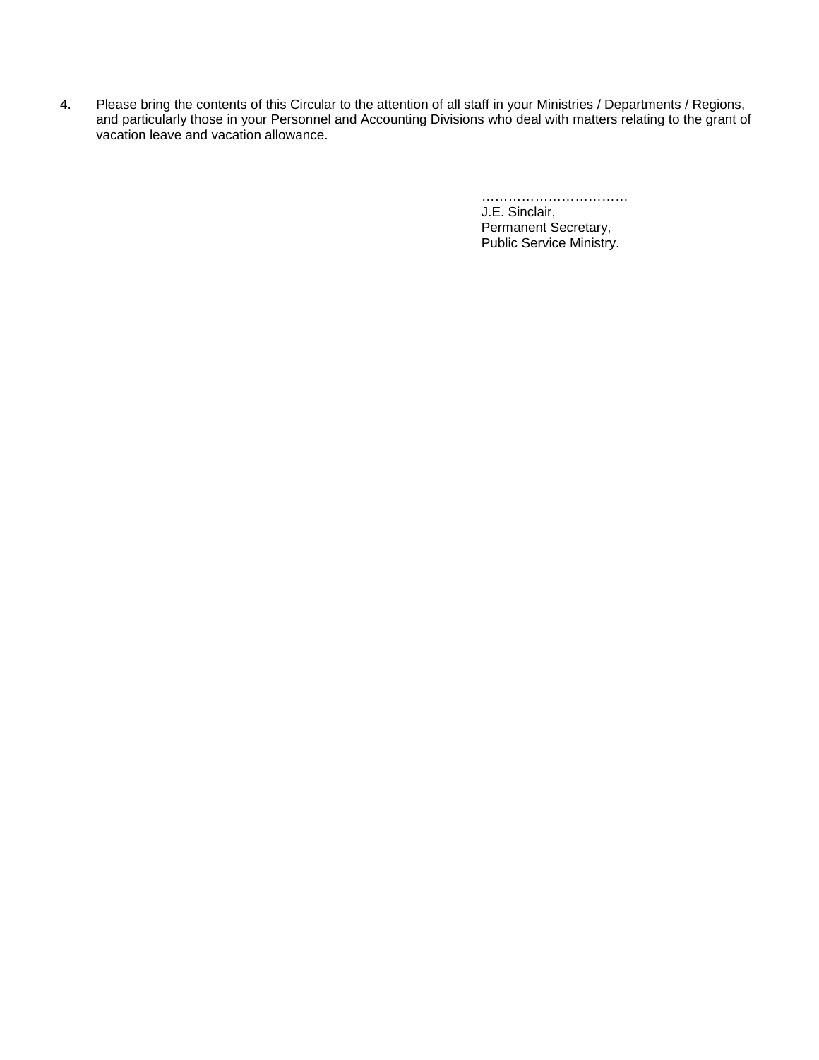4. Please bring the contents of this Circular to the attention of all staff in your Ministries / Departments / Regions, <u>and particularly those in your Personnel and Accounting Divisions</u> who deal with matters relating to the grant of vacation leave and vacation allowance.

……………………………
J.E. Sinclair,
Permanent Secretary,
Public Service Ministry.